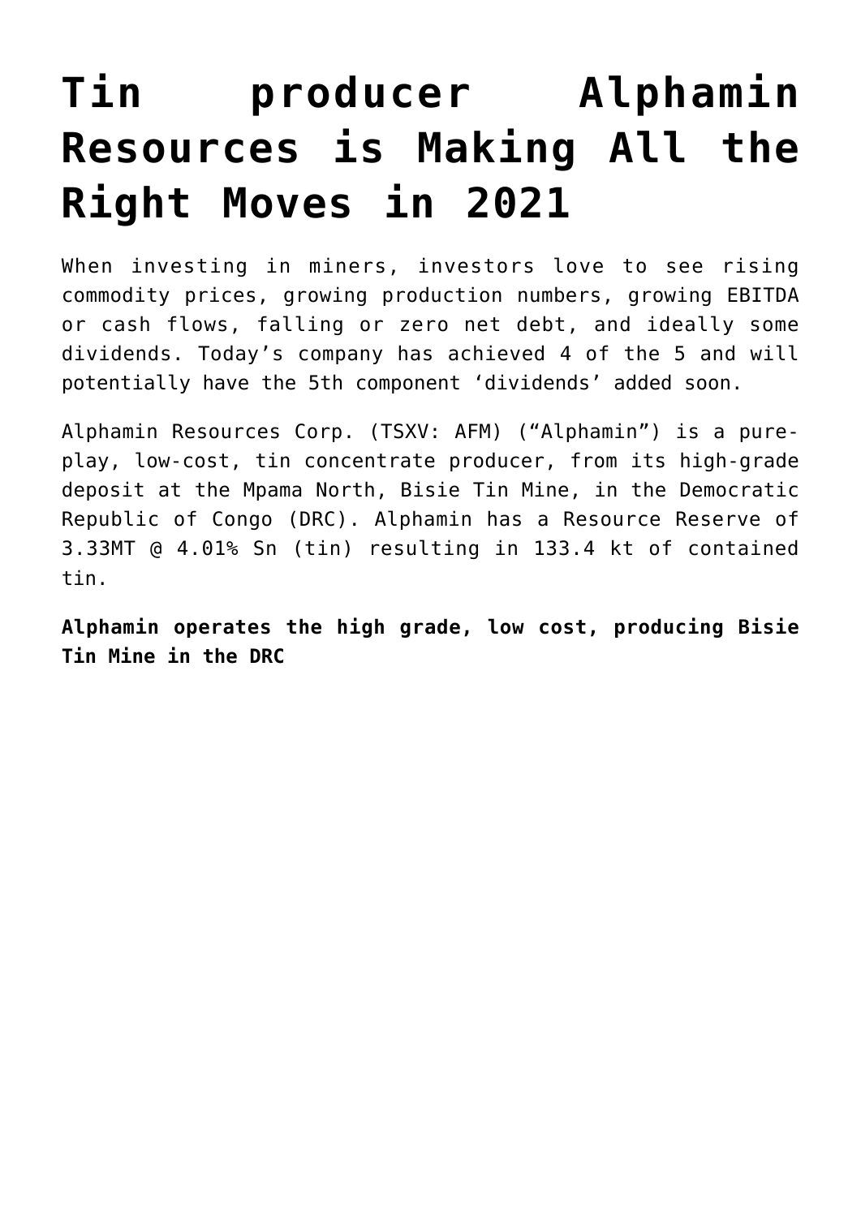# Tin producer Alphamin Resources is Making All the Right Moves in 2021

When investing in miners, investors love to see rising commodity prices, growing production numbers, growing EBITDA or cash flows, falling or zero net debt, and ideally some dividends. Today's company has achieved 4 of the 5 and will potentially have the 5th component 'dividends' added soon.

Alphamin Resources Corp. (TSXV: AFM) ("Alphamin") is a pure-play, low-cost, tin concentrate producer, from its high-grade deposit at the Mpama North, Bisie Tin Mine, in the Democratic Republic of Congo (DRC). Alphamin has a Resource Reserve of 3.33MT @ 4.01% Sn (tin) resulting in 133.4 kt of contained tin.

**Alphamin operates the high grade, low cost, producing Bisie Tin Mine in the DRC**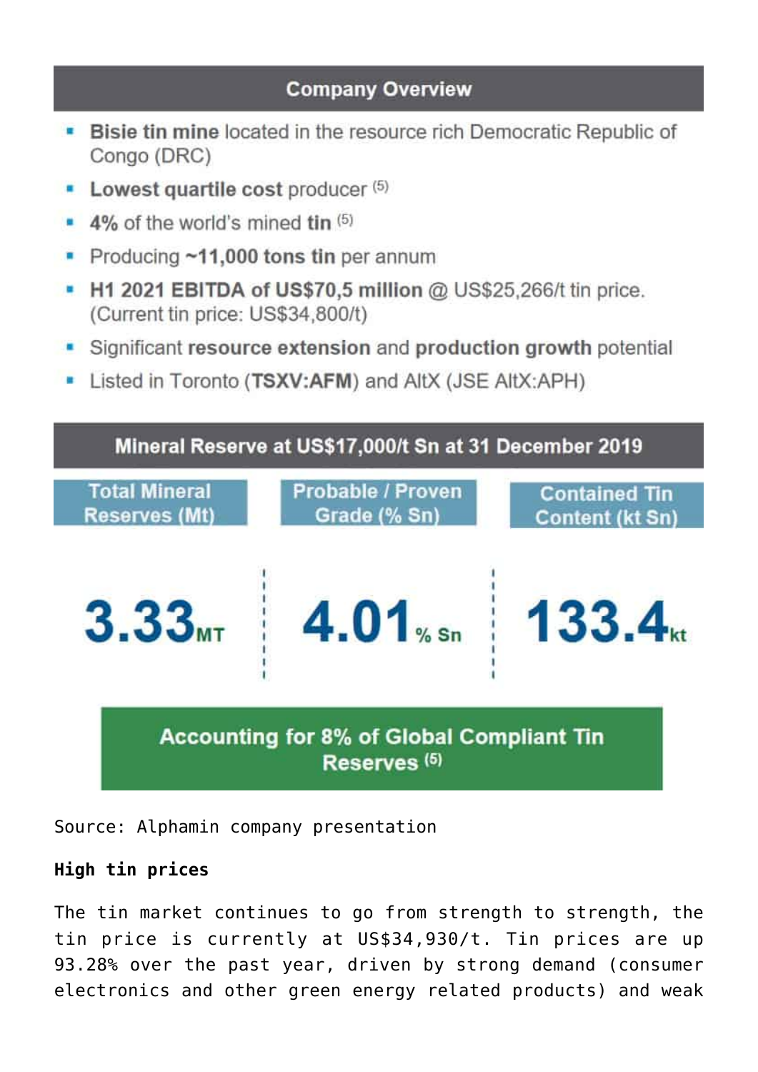## Company Overview

- **Bisie tin mine** located in the resource rich Democratic Republic of Congo (DRC)
- **Lowest quartile cost** producer [5]
- **4%** of the world's mined **tin** [5]
- Producing **~11,000 tons tin** per annum
- **H1 2021 EBITDA of US$70,5 million** @ US$25,266/t tin price. (Current tin price: US$34,800/t)
- Significant **resource extension** and **production growth** potential
- Listed in Toronto (**TSXV:AFM**) and AltX (JSE AltX:APH)

## Mineral Reserve at US$17,000/t Sn at 31 December 2019

| Total Mineral Reserves (Mt) | Probable / Proven Grade (% Sn) | Contained Tin Content (kt Sn) |
| --- | --- | --- |
| 3.33 MT | 4.01 % Sn | 133.4 kt |

**Accounting for 8% of Global Compliant Tin Reserves [5]**

Source: Alphamin company presentation

**High tin prices**

The tin market continues to go from strength to strength, the tin price is currently at US$34,930/t. Tin prices are up 93.28% over the past year, driven by strong demand (consumer electronics and other green energy related products) and weak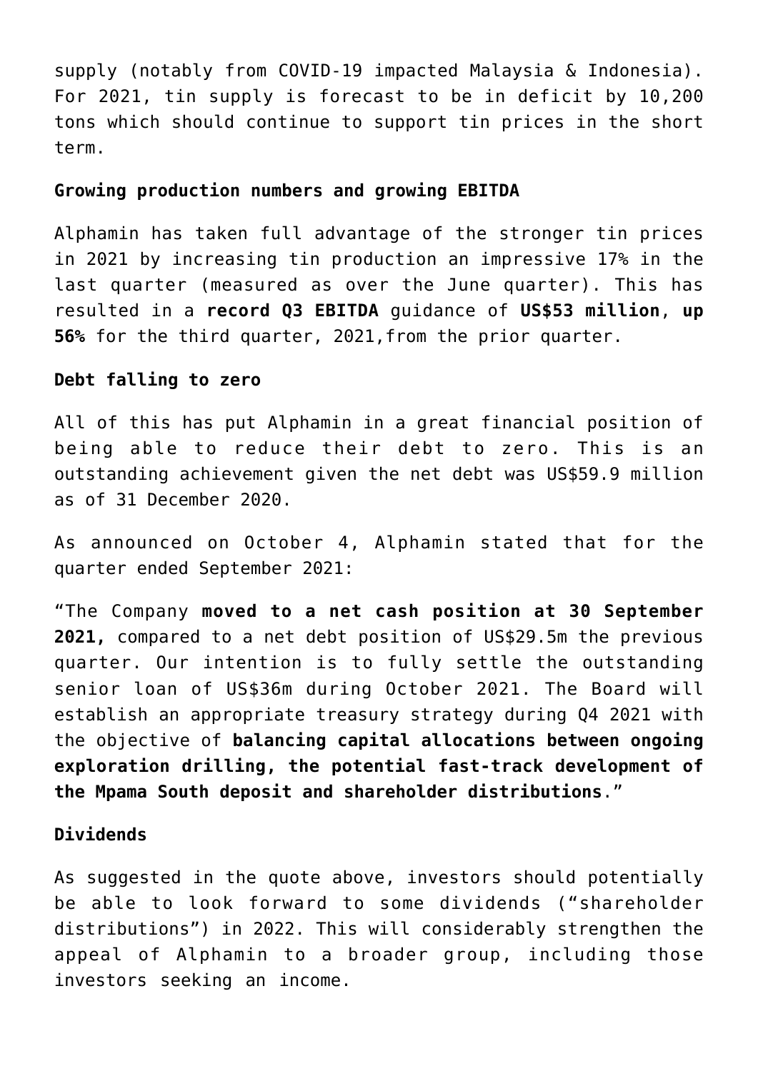supply (notably from COVID-19 impacted Malaysia & Indonesia). For 2021, tin supply is forecast to be in deficit by 10,200 tons which should continue to support tin prices in the short term.

**Growing production numbers and growing EBITDA**

Alphamin has taken full advantage of the stronger tin prices in 2021 by increasing tin production an impressive 17% in the last quarter (measured as over the June quarter). This has resulted in a **record Q3 EBITDA** guidance of **US$53 million**, **up 56%** for the third quarter, 2021,from the prior quarter.

**Debt falling to zero**

All of this has put Alphamin in a great financial position of being able to reduce their debt to zero. This is an outstanding achievement given the net debt was US$59.9 million as of 31 December 2020.

As announced on October 4, Alphamin stated that for the quarter ended September 2021:

"The Company **moved to a net cash position at 30 September 2021,** compared to a net debt position of US$29.5m the previous quarter. Our intention is to fully settle the outstanding senior loan of US$36m during October 2021. The Board will establish an appropriate treasury strategy during Q4 2021 with the objective of **balancing capital allocations between ongoing exploration drilling, the potential fast-track development of the Mpama South deposit and shareholder distributions**."

**Dividends**

As suggested in the quote above, investors should potentially be able to look forward to some dividends ("shareholder distributions") in 2022. This will considerably strengthen the appeal of Alphamin to a broader group, including those investors seeking an income.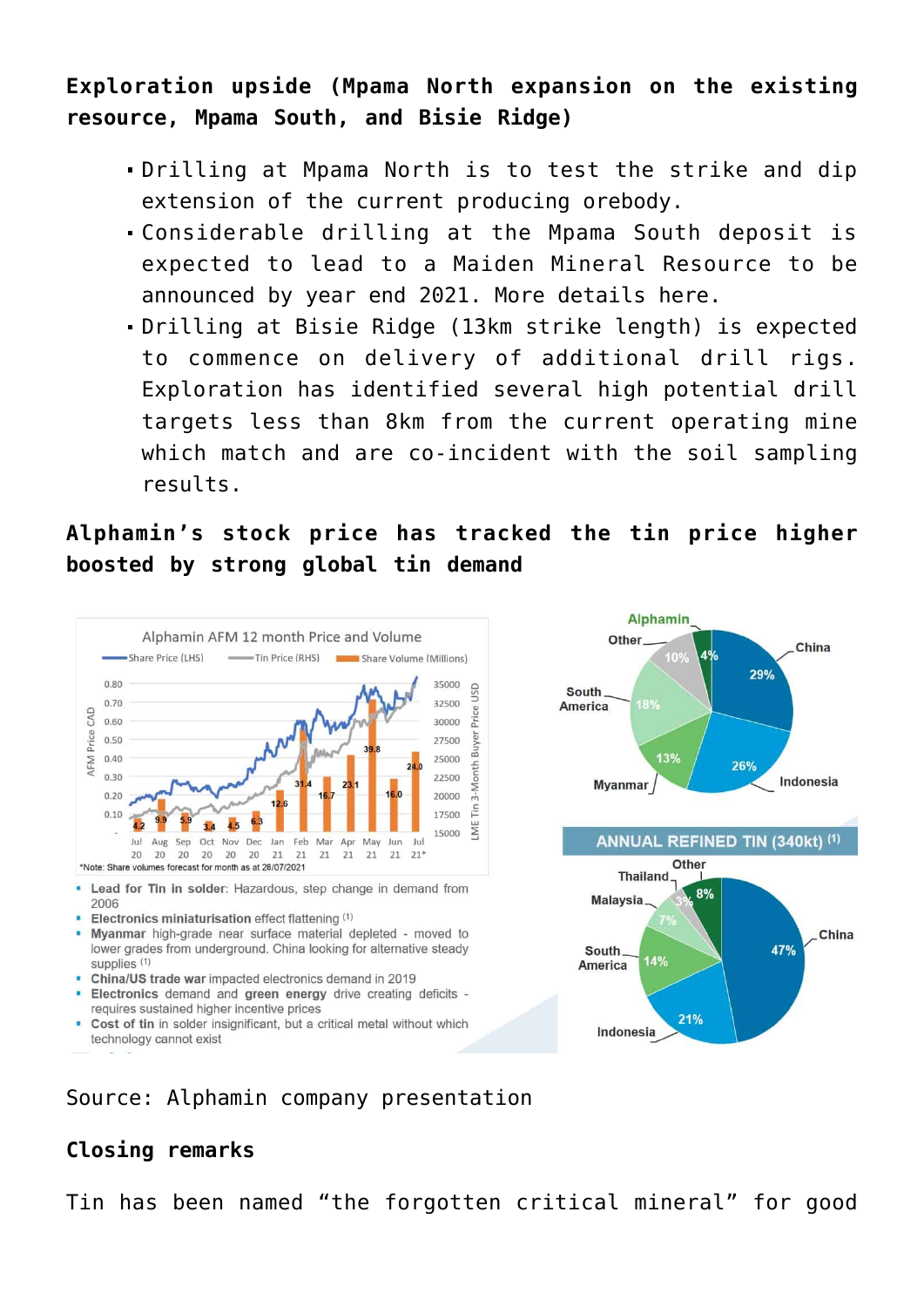### Exploration upside (Mpama North expansion on the existing resource, Mpama South, and Bisie Ridge)

- Drilling at Mpama North is to test the strike and dip extension of the current producing orebody.
- Considerable drilling at the Mpama South deposit is expected to lead to a Maiden Mineral Resource to be announced by year end 2021. More details here.
- Drilling at Bisie Ridge (13km strike length) is expected to commence on delivery of additional drill rigs. Exploration has identified several high potential drill targets less than 8km from the current operating mine which match and are co-incident with the soil sampling results.

### Alphamin's stock price has tracked the tin price higher boosted by strong global tin demand

Alphamin AFM 12 month Price and Volume

*Note: Share volumes forecast for month as at 28/07/2021

- **Lead for Tin in solder**: Hazardous, step change in demand from 2006
- **Electronics miniaturisation** effect flattening [1]
- **Myanmar** high-grade near surface material depleted - moved to lower grades from underground. China looking for alternative steady supplies [1]
- **China/US trade war** impacted electronics demand in 2019
- **Electronics** demand and **green energy** drive creating deficits - requires sustained higher incentive prices
- **Cost of tin** in solder insignificant, but a critical metal without which technology cannot exist

ANNUAL REFINED TIN (340kt) [1]

Source: Alphamin company presentation

### Closing remarks

Tin has been named "the forgotten critical mineral" for good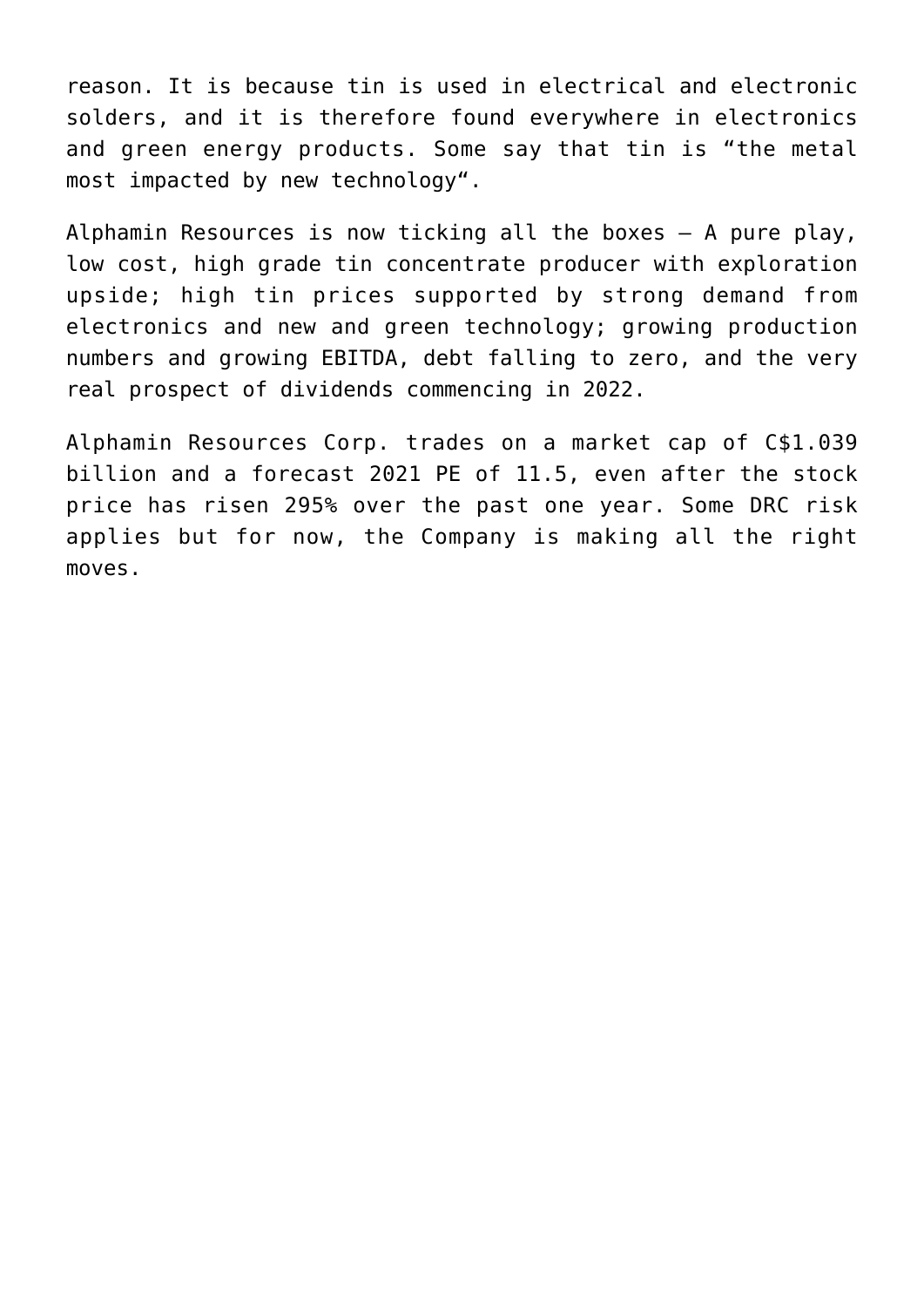reason. It is because tin is used in electrical and electronic solders, and it is therefore found everywhere in electronics and green energy products. Some say that tin is "the metal most impacted by new technology".

Alphamin Resources is now ticking all the boxes – A pure play, low cost, high grade tin concentrate producer with exploration upside; high tin prices supported by strong demand from electronics and new and green technology; growing production numbers and growing EBITDA, debt falling to zero, and the very real prospect of dividends commencing in 2022.

Alphamin Resources Corp. trades on a market cap of C$1.039 billion and a forecast 2021 PE of 11.5, even after the stock price has risen 295% over the past one year. Some DRC risk applies but for now, the Company is making all the right moves.